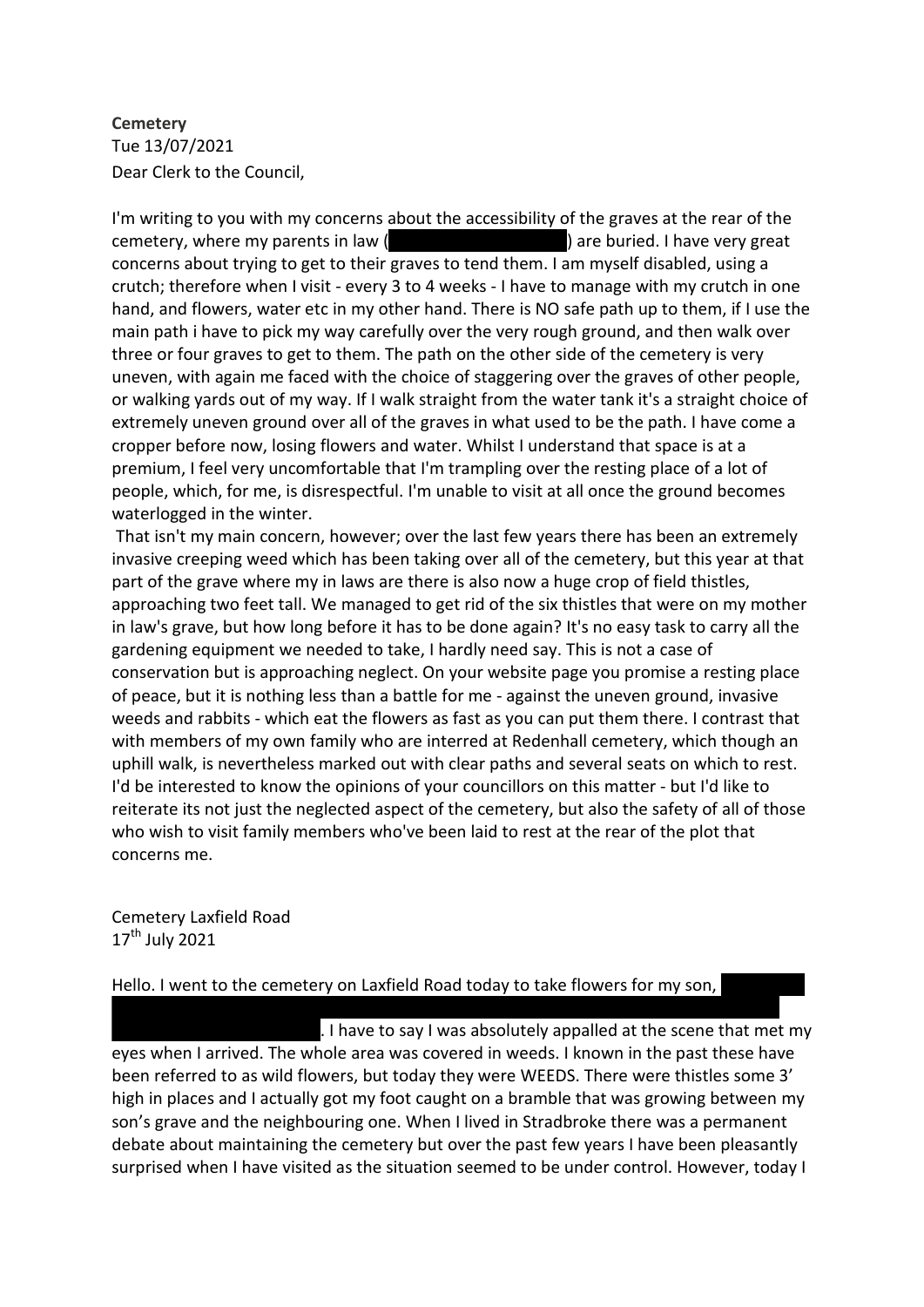**Cemetery**
Tue 13/07/2021
Dear Clerk to the Council,

I'm writing to you with my concerns about the accessibility of the graves at the rear of the cemetery, where my parents in law ( ) are buried. I have very great concerns about trying to get to their graves to tend them. I am myself disabled, using a crutch; therefore when I visit - every 3 to 4 weeks - I have to manage with my crutch in one hand, and flowers, water etc in my other hand. There is NO safe path up to them, if I use the main path i have to pick my way carefully over the very rough ground, and then walk over three or four graves to get to them. The path on the other side of the cemetery is very uneven, with again me faced with the choice of staggering over the graves of other people, or walking yards out of my way. If I walk straight from the water tank it's a straight choice of extremely uneven ground over all of the graves in what used to be the path. I have come a cropper before now, losing flowers and water. Whilst I understand that space is at a premium, I feel very uncomfortable that I'm trampling over the resting place of a lot of people, which, for me, is disrespectful. I'm unable to visit at all once the ground becomes waterlogged in the winter.

That isn't my main concern, however; over the last few years there has been an extremely invasive creeping weed which has been taking over all of the cemetery, but this year at that part of the grave where my in laws are there is also now a huge crop of field thistles, approaching two feet tall. We managed to get rid of the six thistles that were on my mother in law's grave, but how long before it has to be done again? It's no easy task to carry all the gardening equipment we needed to take, I hardly need say. This is not a case of conservation but is approaching neglect. On your website page you promise a resting place of peace, but it is nothing less than a battle for me - against the uneven ground, invasive weeds and rabbits - which eat the flowers as fast as you can put them there. I contrast that with members of my own family who are interred at Redenhall cemetery, which though an uphill walk, is nevertheless marked out with clear paths and several seats on which to rest. I'd be interested to know the opinions of your councillors on this matter - but I'd like to reiterate its not just the neglected aspect of the cemetery, but also the safety of all of those who wish to visit family members who've been laid to rest at the rear of the plot that concerns me.

Cemetery Laxfield Road
17th July 2021

Hello. I went to the cemetery on Laxfield Road today to take flowers for my son, . I have to say I was absolutely appalled at the scene that met my eyes when I arrived. The whole area was covered in weeds. I known in the past these have been referred to as wild flowers, but today they were WEEDS. There were thistles some 3' high in places and I actually got my foot caught on a bramble that was growing between my son's grave and the neighbouring one. When I lived in Stradbroke there was a permanent debate about maintaining the cemetery but over the past few years I have been pleasantly surprised when I have visited as the situation seemed to be under control. However, today I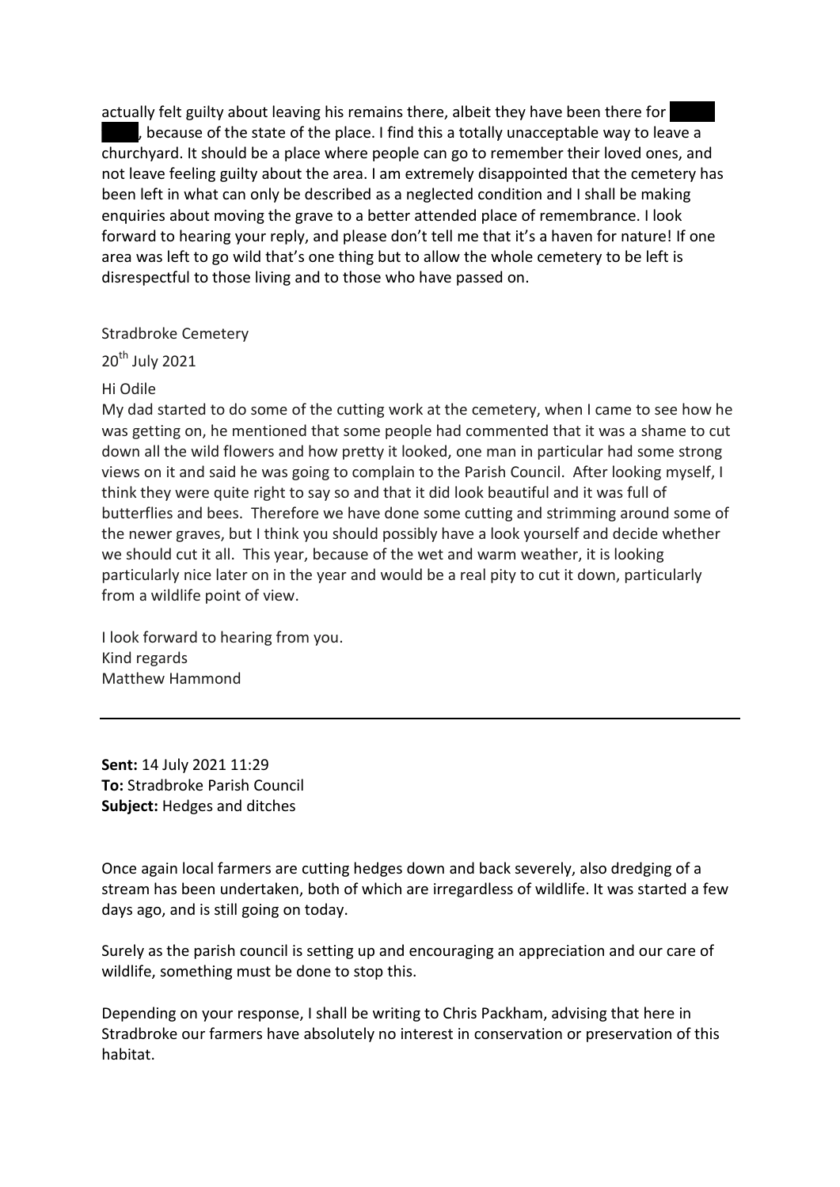actually felt guilty about leaving his remains there, albeit they have been there for ████ ████, because of the state of the place. I find this a totally unacceptable way to leave a churchyard. It should be a place where people can go to remember their loved ones, and not leave feeling guilty about the area. I am extremely disappointed that the cemetery has been left in what can only be described as a neglected condition and I shall be making enquiries about moving the grave to a better attended place of remembrance. I look forward to hearing your reply, and please don't tell me that it's a haven for nature! If one area was left to go wild that's one thing but to allow the whole cemetery to be left is disrespectful to those living and to those who have passed on.

Stradbroke Cemetery

20th July 2021

Hi Odile

My dad started to do some of the cutting work at the cemetery, when I came to see how he was getting on, he mentioned that some people had commented that it was a shame to cut down all the wild flowers and how pretty it looked, one man in particular had some strong views on it and said he was going to complain to the Parish Council. After looking myself, I think they were quite right to say so and that it did look beautiful and it was full of butterflies and bees. Therefore we have done some cutting and strimming around some of the newer graves, but I think you should possibly have a look yourself and decide whether we should cut it all. This year, because of the wet and warm weather, it is looking particularly nice later on in the year and would be a real pity to cut it down, particularly from a wildlife point of view.

I look forward to hearing from you.
Kind regards
Matthew Hammond

---

**Sent:** 14 July 2021 11:29
**To:** Stradbroke Parish Council
**Subject:** Hedges and ditches

Once again local farmers are cutting hedges down and back severely, also dredging of a stream has been undertaken, both of which are irregardless of wildlife. It was started a few days ago, and is still going on today.

Surely as the parish council is setting up and encouraging an appreciation and our care of wildlife, something must be done to stop this.

Depending on your response, I shall be writing to Chris Packham, advising that here in Stradbroke our farmers have absolutely no interest in conservation or preservation of this habitat.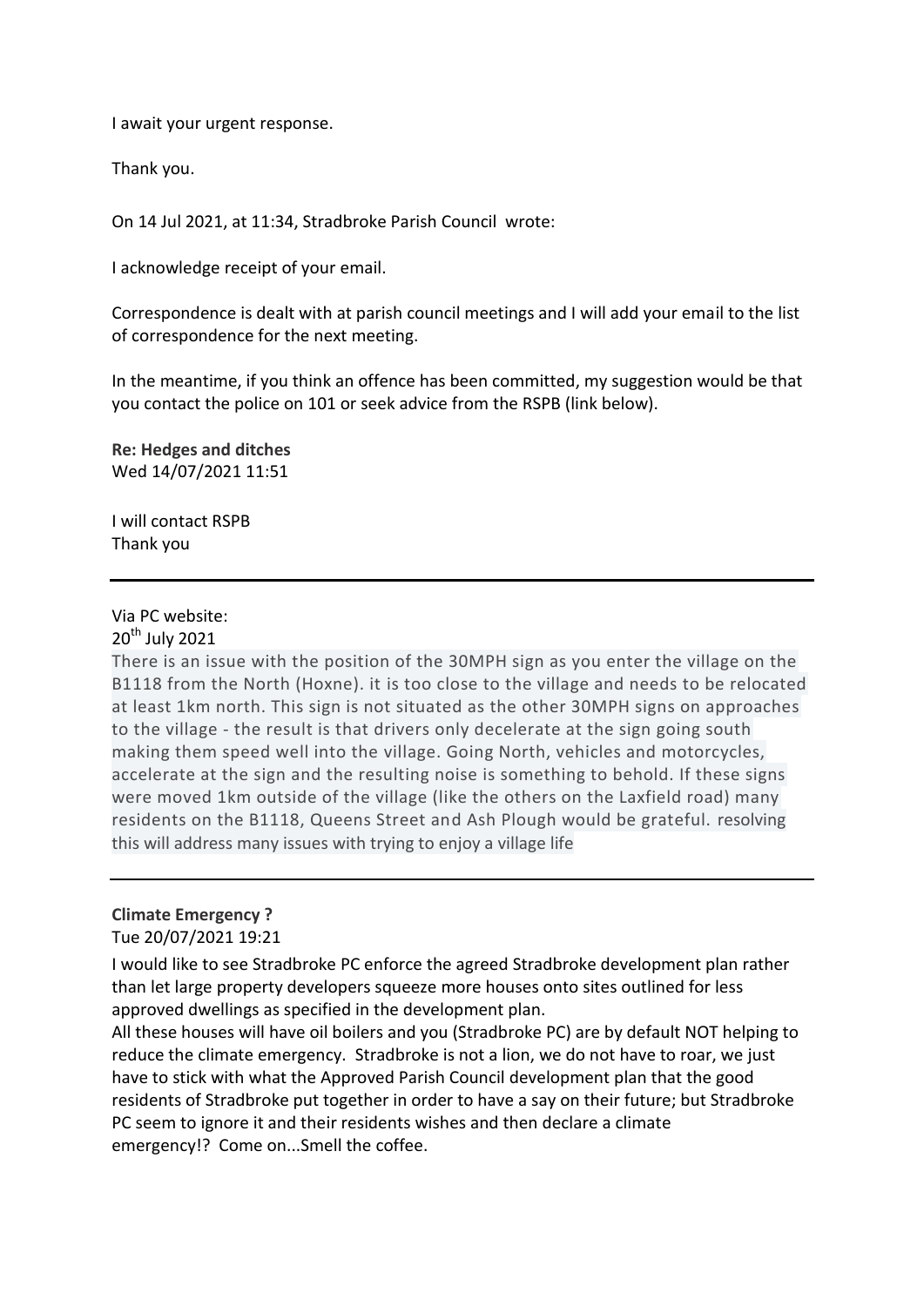I await your urgent response.

Thank you.

On 14 Jul 2021, at 11:34, Stradbroke Parish Council wrote:

I acknowledge receipt of your email.

Correspondence is dealt with at parish council meetings and I will add your email to the list of correspondence for the next meeting.

In the meantime, if you think an offence has been committed, my suggestion would be that you contact the police on 101 or seek advice from the RSPB (link below).

**Re: Hedges and ditches**
Wed 14/07/2021 11:51

I will contact RSPB
Thank you

---

Via PC website:
20th July 2021

There is an issue with the position of the 30MPH sign as you enter the village on the B1118 from the North (Hoxne). it is too close to the village and needs to be relocated at least 1km north. This sign is not situated as the other 30MPH signs on approaches to the village - the result is that drivers only decelerate at the sign going south making them speed well into the village. Going North, vehicles and motorcycles, accelerate at the sign and the resulting noise is something to behold. If these signs were moved 1km outside of the village (like the others on the Laxfield road) many residents on the B1118, Queens Street and Ash Plough would be grateful. resolving this will address many issues with trying to enjoy a village life

---

**Climate Emergency ?**
Tue 20/07/2021 19:21

I would like to see Stradbroke PC enforce the agreed Stradbroke development plan rather than let large property developers squeeze more houses onto sites outlined for less approved dwellings as specified in the development plan.
All these houses will have oil boilers and you (Stradbroke PC) are by default NOT helping to reduce the climate emergency. Stradbroke is not a lion, we do not have to roar, we just have to stick with what the Approved Parish Council development plan that the good residents of Stradbroke put together in order to have a say on their future; but Stradbroke PC seem to ignore it and their residents wishes and then declare a climate emergency!? Come on...Smell the coffee.